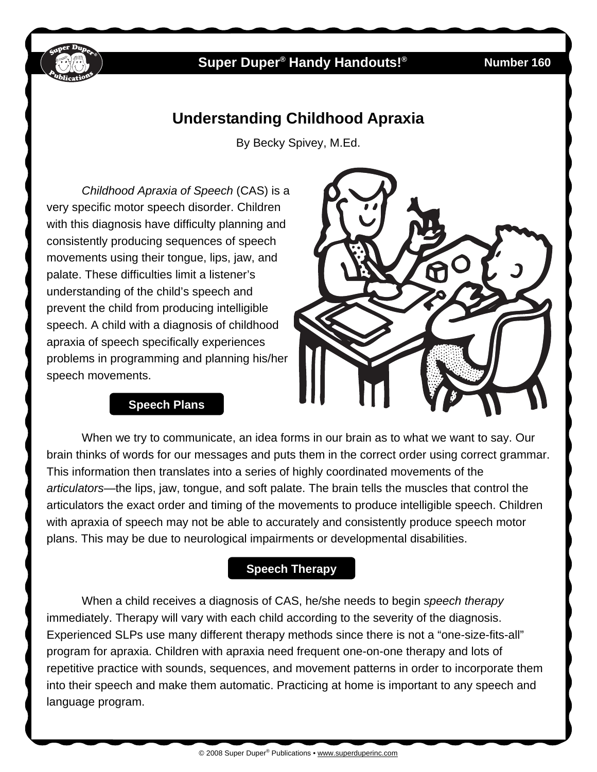Super Duper® Handy Handouts!® Number 160

# Understanding Childhood Apraxia

By Becky Spivey, M.Ed.

*Childhood Apraxia of Speech* (CAS) is a very specific motor speech disorder. Children with this diagnosis have difficulty planning and consistently producing sequences of speech movements using their tongue, lips, jaw, and palate. These difficulties limit a listener's understanding of the child's speech and prevent the child from producing intelligible speech. A child with a diagnosis of childhood apraxia of speech specifically experiences problems in programming and planning his/her speech movements.

## Speech Plans

When we try to communicate, an idea forms in our brain as to what we want to say. Our brain thinks of words for our messages and puts them in the correct order using correct grammar. This information then translates into a series of highly coordinated movements of the *articulators*—the lips, jaw, tongue, and soft palate. The brain tells the muscles that control the articulators the exact order and timing of the movements to produce intelligible speech. Children with apraxia of speech may not be able to accurately and consistently produce speech motor plans. This may be due to neurological impairments or developmental disabilities.

## Speech Therapy

When a child receives a diagnosis of CAS, he/she needs to begin *speech therapy* immediately. Therapy will vary with each child according to the severity of the diagnosis. Experienced SLPs use many different therapy methods since there is not a "one-size-fits-all" program for apraxia. Children with apraxia need frequent one-on-one therapy and lots of repetitive practice with sounds, sequences, and movement patterns in order to incorporate them into their speech and make them automatic. Practicing at home is important to any speech and language program.

© 2008 Super Duper® Publications • www.superduperinc.com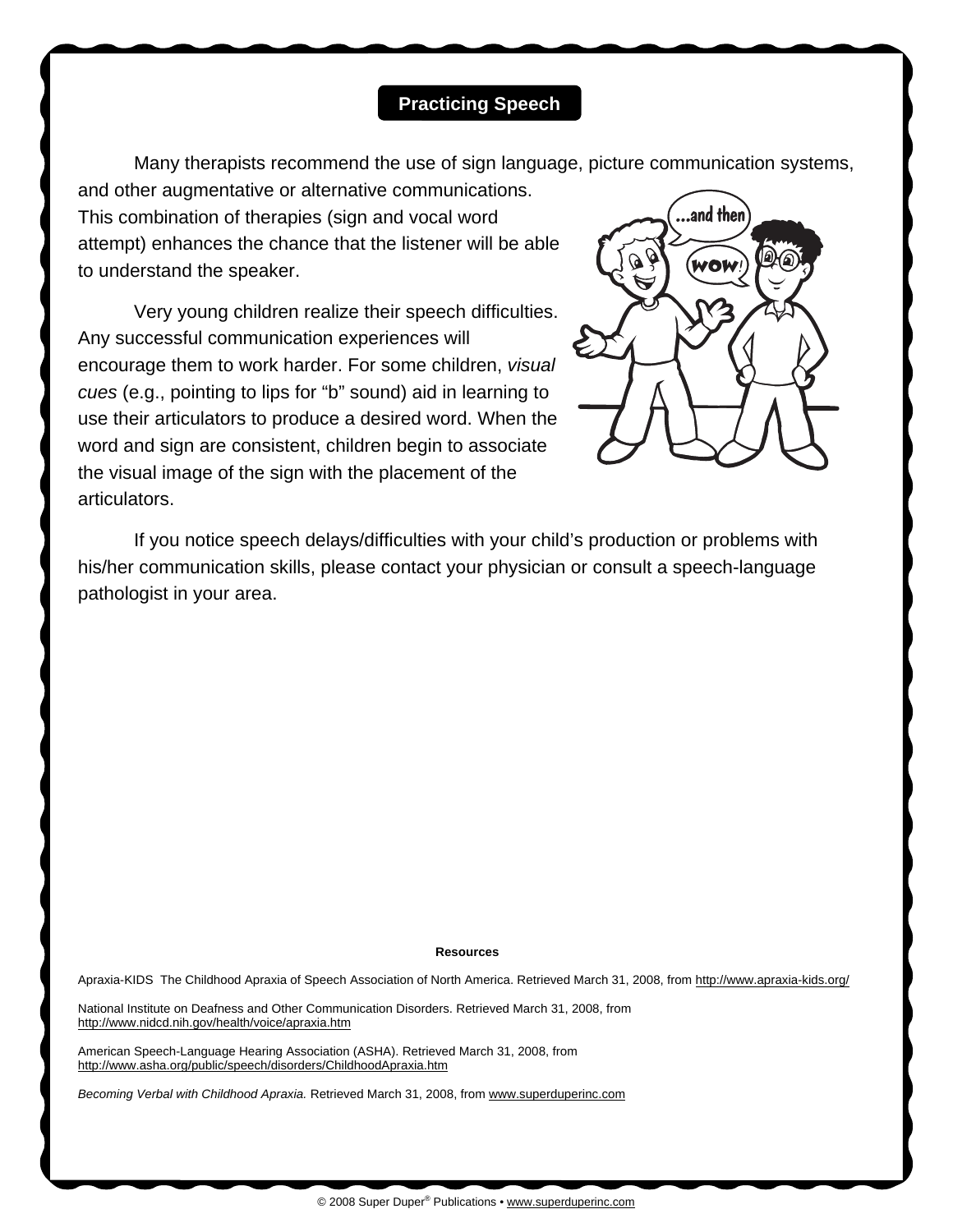## Practicing Speech

Many therapists recommend the use of sign language, picture communication systems, and other augmentative or alternative communications. This combination of therapies (sign and vocal word attempt) enhances the chance that the listener will be able to understand the speaker.

Very young children realize their speech difficulties. Any successful communication experiences will encourage them to work harder. For some children, *visual cues* (e.g., pointing to lips for "b" sound) aid in learning to use their articulators to produce a desired word. When the word and sign are consistent, children begin to associate the visual image of the sign with the placement of the articulators.

If you notice speech delays/difficulties with your child's production or problems with his/her communication skills, please contact your physician or consult a speech-language pathologist in your area.

**Resources**

Apraxia-KIDS The Childhood Apraxia of Speech Association of North America. Retrieved March 31, 2008, from http://www.apraxia-kids.org/

National Institute on Deafness and Other Communication Disorders. Retrieved March 31, 2008, from http://www.nidcd.nih.gov/health/voice/apraxia.htm

American Speech-Language Hearing Association (ASHA). Retrieved March 31, 2008, from http://www.asha.org/public/speech/disorders/ChildhoodApraxia.htm

*Becoming Verbal with Childhood Apraxia.* Retrieved March 31, 2008, from www.superduperinc.com

© 2008 Super Duper® Publications • www.superduperinc.com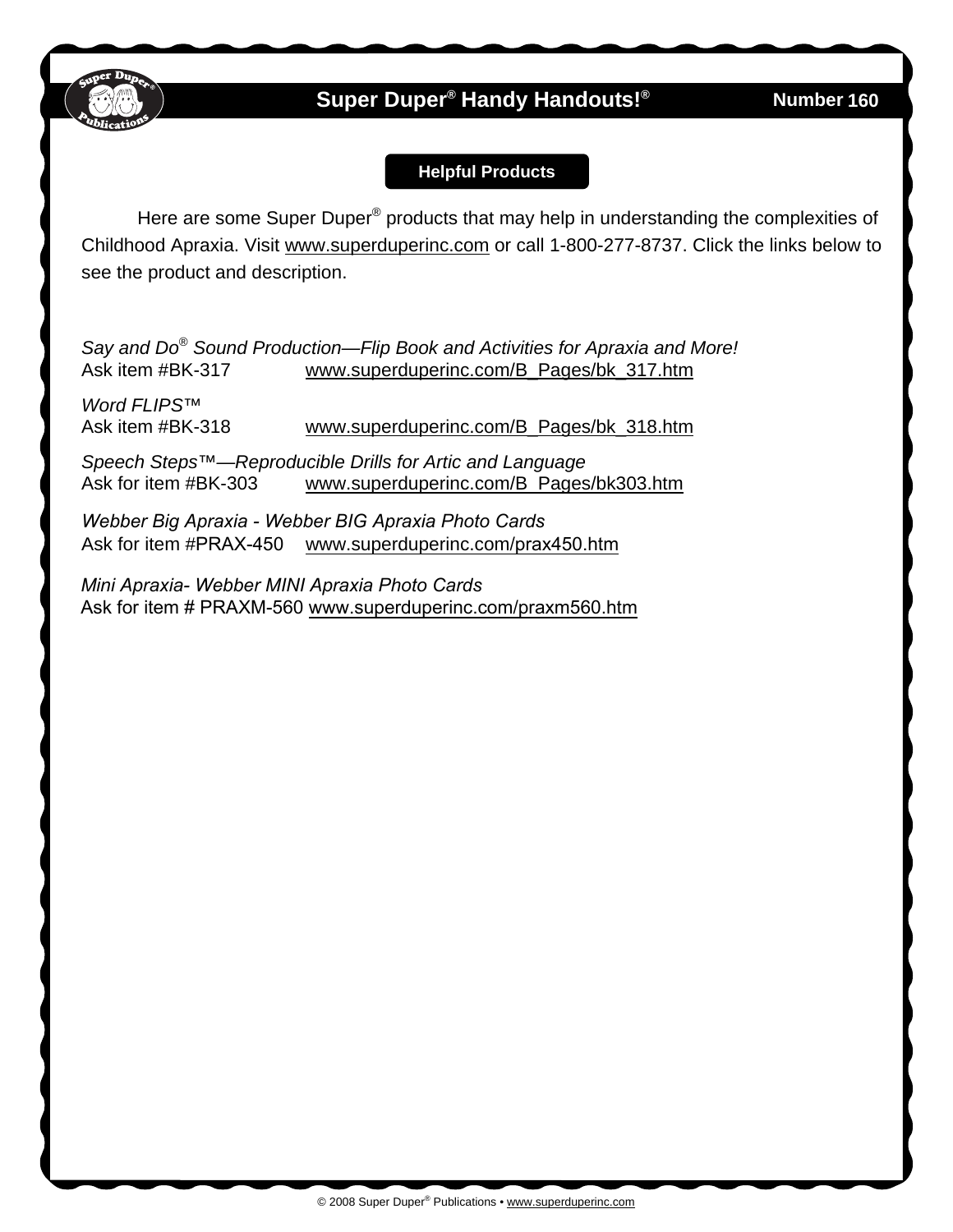## Helpful Products

Here are some Super Duper® products that may help in understanding the complexities of Childhood Apraxia. Visit www.superduperinc.com or call 1-800-277-8737. Click the links below to see the product and description.

*Say and Do® Sound Production—Flip Book and Activities for Apraxia and More!*
Ask item #BK-317 www.superduperinc.com/B_Pages/bk_317.htm

*Word FLIPS™*
Ask item #BK-318 www.superduperinc.com/B_Pages/bk_318.htm

*Speech Steps™—Reproducible Drills for Artic and Language*
Ask for item #BK-303 www.superduperinc.com/B_Pages/bk303.htm

*Webber Big Apraxia - Webber BIG Apraxia Photo Cards*
Ask for item #PRAX-450 www.superduperinc.com/prax450.htm

*Mini Apraxia- Webber MINI Apraxia Photo Cards*
Ask for item # PRAXM-560 www.superduperinc.com/praxm560.htm